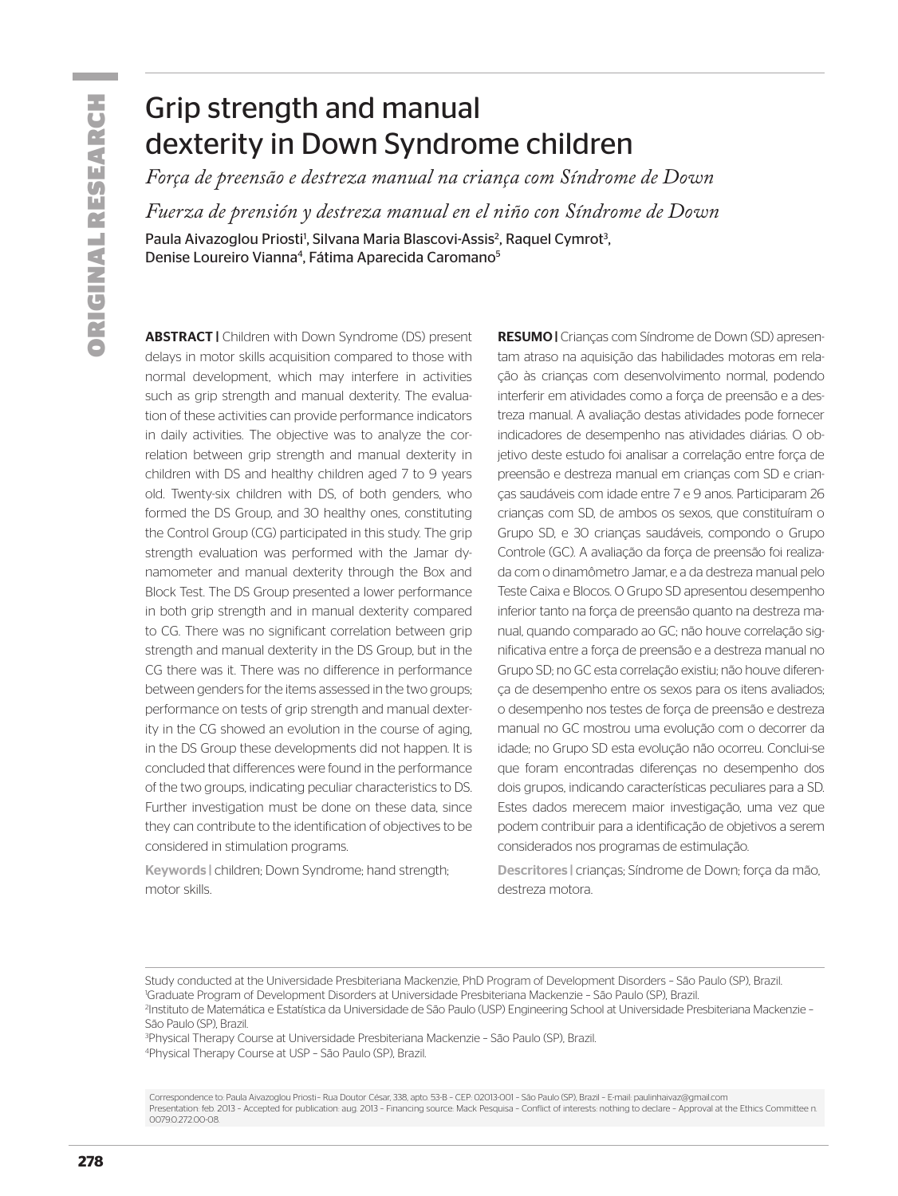# Grip strength and manual dexterity in Down Syndrome children

*Força de preensão e destreza manual na criança com Síndrome de Down*

*Fuerza de prensión y destreza manual en el niño con Síndrome de Down*

Paula Aivazoglou Priosti[1], Silvana Maria Blascovi-Assis[2], Raquel Cymrot[3], Denise Loureiro Vianna[4], Fátima Aparecida Caromano[5]

**ABSTRACT |** Children with Down Syndrome (DS) present delays in motor skills acquisition compared to those with normal development, which may interfere in activities such as grip strength and manual dexterity. The evaluation of these activities can provide performance indicators in daily activities. The objective was to analyze the correlation between grip strength and manual dexterity in children with DS and healthy children aged 7 to 9 years old. Twenty-six children with DS, of both genders, who formed the DS Group, and 30 healthy ones, constituting the Control Group (CG) participated in this study. The grip strength evaluation was performed with the Jamar dynamometer and manual dexterity through the Box and Block Test. The DS Group presented a lower performance in both grip strength and in manual dexterity compared to CG. There was no significant correlation between grip strength and manual dexterity in the DS Group, but in the CG there was it. There was no difference in performance between genders for the items assessed in the two groups; performance on tests of grip strength and manual dexterity in the CG showed an evolution in the course of aging, in the DS Group these developments did not happen. It is concluded that differences were found in the performance of the two groups, indicating peculiar characteristics to DS. Further investigation must be done on these data, since they can contribute to the identification of objectives to be considered in stimulation programs.

**Keywords |** children; Down Syndrome; hand strength; motor skills.

**RESUMO |** Crianças com Síndrome de Down (SD) apresentam atraso na aquisição das habilidades motoras em relação às crianças com desenvolvimento normal, podendo interferir em atividades como a força de preensão e a destreza manual. A avaliação destas atividades pode fornecer indicadores de desempenho nas atividades diárias. O objetivo deste estudo foi analisar a correlação entre força de preensão e destreza manual em crianças com SD e crianças saudáveis com idade entre 7 e 9 anos. Participaram 26 crianças com SD, de ambos os sexos, que constituíram o Grupo SD, e 30 crianças saudáveis, compondo o Grupo Controle (GC). A avaliação da força de preensão foi realizada com o dinamômetro Jamar, e a da destreza manual pelo Teste Caixa e Blocos. O Grupo SD apresentou desempenho inferior tanto na força de preensão quanto na destreza manual, quando comparado ao GC; não houve correlação significativa entre a força de preensão e a destreza manual no Grupo SD; no GC esta correlação existiu; não houve diferença de desempenho entre os sexos para os itens avaliados; o desempenho nos testes de força de preensão e destreza manual no GC mostrou uma evolução com o decorrer da idade; no Grupo SD esta evolução não ocorreu. Conclui-se que foram encontradas diferenças no desempenho dos dois grupos, indicando características peculiares para a SD. Estes dados merecem maior investigação, uma vez que podem contribuir para a identificação de objetivos a serem considerados nos programas de estimulação.

**Descritores |** crianças; Síndrome de Down; força da mão, destreza motora.

Study conducted at the Universidade Presbiteriana Mackenzie, PhD Program of Development Disorders – São Paulo (SP), Brazil.
[1]Graduate Program of Development Disorders at Universidade Presbiteriana Mackenzie – São Paulo (SP), Brazil.
[2]Instituto de Matemática e Estatística da Universidade de São Paulo (USP) Engineering School at Universidade Presbiteriana Mackenzie – São Paulo (SP), Brazil.
[3]Physical Therapy Course at Universidade Presbiteriana Mackenzie – São Paulo (SP), Brazil.
[4]Physical Therapy Course at USP – São Paulo (SP), Brazil.

Correspondence to: Paula Aivazoglou Priosti – Rua Doutor César, 338, apto. 53-B – CEP: 02013-001 – São Paulo (SP), Brazil – E-mail: paulinhaivaz@gmail.com
Presentation: feb. 2013 – Accepted for publication: aug. 2013 – Financing source: Mack Pesquisa – Conflict of interests: nothing to declare – Approval at the Ethics Committee n. 0079.0.272.00-08.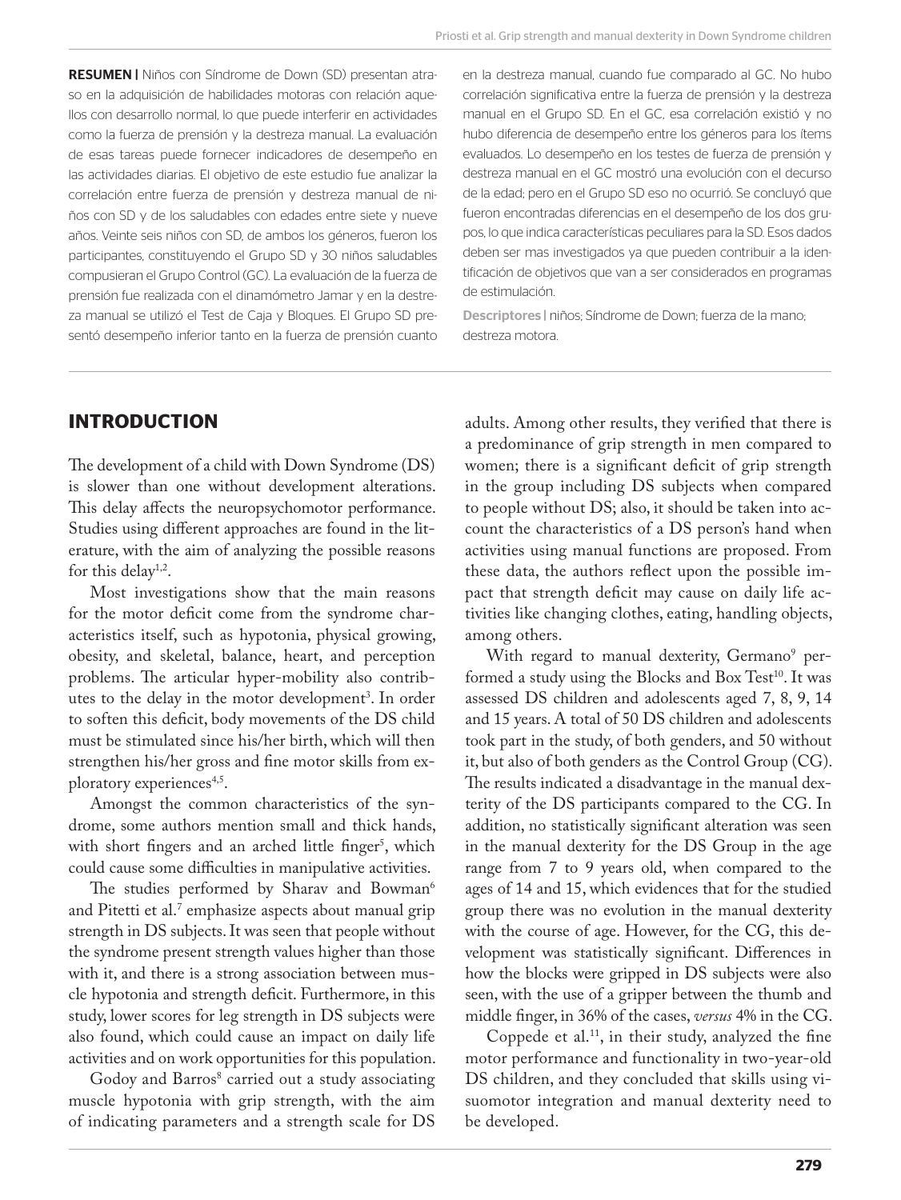**RESUMEN |** Niños con Síndrome de Down (SD) presentan atraso en la adquisición de habilidades motoras con relación aquellos con desarrollo normal, lo que puede interferir en actividades como la fuerza de prensión y la destreza manual. La evaluación de esas tareas puede fornecer indicadores de desempeño en las actividades diarias. El objetivo de este estudio fue analizar la correlación entre fuerza de prensión y destreza manual de niños con SD y de los saludables con edades entre siete y nueve años. Veinte seis niños con SD, de ambos los géneros, fueron los participantes, constituyendo el Grupo SD y 30 niños saludables compusieran el Grupo Control (GC). La evaluación de la fuerza de prensión fue realizada con el dinamómetro Jamar y en la destreza manual se utilizó el Test de Caja y Bloques. El Grupo SD presentó desempeño inferior tanto en la fuerza de prensión cuanto en la destreza manual, cuando fue comparado al GC. No hubo correlación significativa entre la fuerza de prensión y la destreza manual en el Grupo SD. En el GC, esa correlación existió y no hubo diferencia de desempeño entre los géneros para los ítems evaluados. Lo desempeño en los testes de fuerza de prensión y destreza manual en el GC mostró una evolución con el decurso de la edad; pero en el Grupo SD eso no ocurrió. Se concluyó que fueron encontradas diferencias en el desempeño de los dos grupos, lo que indica características peculiares para la SD. Esos dados deben ser mas investigados ya que pueden contribuir a la identificación de objetivos que van a ser considerados en programas de estimulación.

**Descriptores |** niños; Síndrome de Down; fuerza de la mano; destreza motora.

## INTRODUCTION

The development of a child with Down Syndrome (DS) is slower than one without development alterations. This delay affects the neuropsychomotor performance. Studies using different approaches are found in the literature, with the aim of analyzing the possible reasons for this delay[1,2].

Most investigations show that the main reasons for the motor deficit come from the syndrome characteristics itself, such as hypotonia, physical growing, obesity, and skeletal, balance, heart, and perception problems. The articular hyper-mobility also contributes to the delay in the motor development[3]. In order to soften this deficit, body movements of the DS child must be stimulated since his/her birth, which will then strengthen his/her gross and fine motor skills from exploratory experiences[4,5].

Amongst the common characteristics of the syndrome, some authors mention small and thick hands, with short fingers and an arched little finger[5], which could cause some difficulties in manipulative activities.

The studies performed by Sharav and Bowman[6] and Pitetti et al.[7] emphasize aspects about manual grip strength in DS subjects. It was seen that people without the syndrome present strength values higher than those with it, and there is a strong association between muscle hypotonia and strength deficit. Furthermore, in this study, lower scores for leg strength in DS subjects were also found, which could cause an impact on daily life activities and on work opportunities for this population.

Godoy and Barros[8] carried out a study associating muscle hypotonia with grip strength, with the aim of indicating parameters and a strength scale for DS adults. Among other results, they verified that there is a predominance of grip strength in men compared to women; there is a significant deficit of grip strength in the group including DS subjects when compared to people without DS; also, it should be taken into account the characteristics of a DS person's hand when activities using manual functions are proposed. From these data, the authors reflect upon the possible impact that strength deficit may cause on daily life activities like changing clothes, eating, handling objects, among others.

With regard to manual dexterity, Germano[9] performed a study using the Blocks and Box Test[10]. It was assessed DS children and adolescents aged 7, 8, 9, 14 and 15 years. A total of 50 DS children and adolescents took part in the study, of both genders, and 50 without it, but also of both genders as the Control Group (CG). The results indicated a disadvantage in the manual dexterity of the DS participants compared to the CG. In addition, no statistically significant alteration was seen in the manual dexterity for the DS Group in the age range from 7 to 9 years old, when compared to the ages of 14 and 15, which evidences that for the studied group there was no evolution in the manual dexterity with the course of age. However, for the CG, this development was statistically significant. Differences in how the blocks were gripped in DS subjects were also seen, with the use of a gripper between the thumb and middle finger, in 36% of the cases, *versus* 4% in the CG.

Coppede et al.[11], in their study, analyzed the fine motor performance and functionality in two-year-old DS children, and they concluded that skills using visuomotor integration and manual dexterity need to be developed.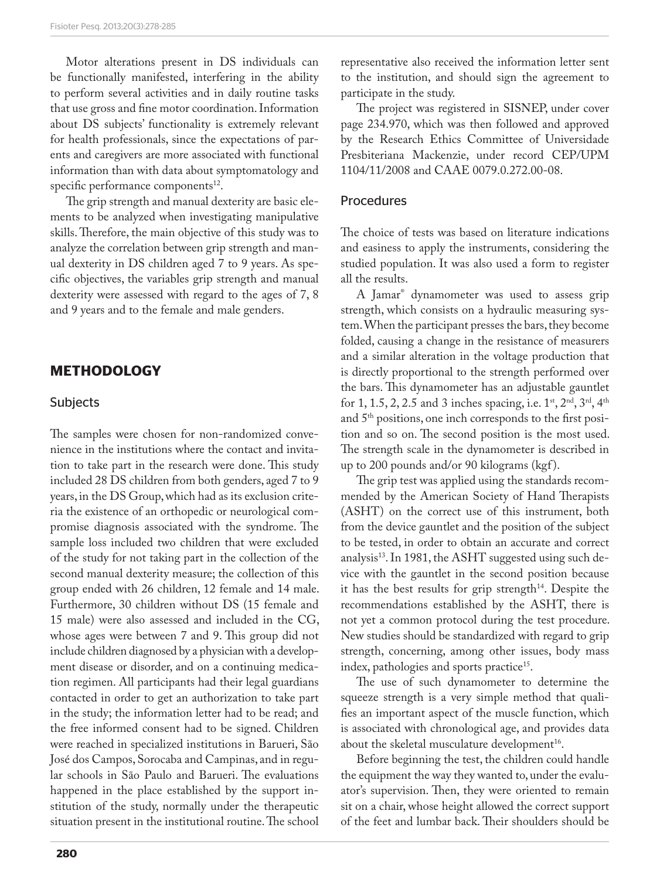Motor alterations present in DS individuals can be functionally manifested, interfering in the ability to perform several activities and in daily routine tasks that use gross and fine motor coordination. Information about DS subjects' functionality is extremely relevant for health professionals, since the expectations of parents and caregivers are more associated with functional information than with data about symptomatology and specific performance components[12].

The grip strength and manual dexterity are basic elements to be analyzed when investigating manipulative skills. Therefore, the main objective of this study was to analyze the correlation between grip strength and manual dexterity in DS children aged 7 to 9 years. As specific objectives, the variables grip strength and manual dexterity were assessed with regard to the ages of 7, 8 and 9 years and to the female and male genders.

## METHODOLOGY

### Subjects

The samples were chosen for non-randomized convenience in the institutions where the contact and invitation to take part in the research were done. This study included 28 DS children from both genders, aged 7 to 9 years, in the DS Group, which had as its exclusion criteria the existence of an orthopedic or neurological compromise diagnosis associated with the syndrome. The sample loss included two children that were excluded of the study for not taking part in the collection of the second manual dexterity measure; the collection of this group ended with 26 children, 12 female and 14 male. Furthermore, 30 children without DS (15 female and 15 male) were also assessed and included in the CG, whose ages were between 7 and 9. This group did not include children diagnosed by a physician with a development disease or disorder, and on a continuing medication regimen. All participants had their legal guardians contacted in order to get an authorization to take part in the study; the information letter had to be read; and the free informed consent had to be signed. Children were reached in specialized institutions in Barueri, São José dos Campos, Sorocaba and Campinas, and in regular schools in São Paulo and Barueri. The evaluations happened in the place established by the support institution of the study, normally under the therapeutic situation present in the institutional routine. The school representative also received the information letter sent to the institution, and should sign the agreement to participate in the study.

The project was registered in SISNEP, under cover page 234.970, which was then followed and approved by the Research Ethics Committee of Universidade Presbiteriana Mackenzie, under record CEP/UPM 1104/11/2008 and CAAE 0079.0.272.00-08.

### Procedures

The choice of tests was based on literature indications and easiness to apply the instruments, considering the studied population. It was also used a form to register all the results.

A Jamar® dynamometer was used to assess grip strength, which consists on a hydraulic measuring system. When the participant presses the bars, they become folded, causing a change in the resistance of measurers and a similar alteration in the voltage production that is directly proportional to the strength performed over the bars. This dynamometer has an adjustable gauntlet for 1, 1.5, 2, 2.5 and 3 inches spacing, i.e. 1st, 2nd, 3rd, 4th and 5th positions, one inch corresponds to the first position and so on. The second position is the most used. The strength scale in the dynamometer is described in up to 200 pounds and/or 90 kilograms (kgf).

The grip test was applied using the standards recommended by the American Society of Hand Therapists (ASHT) on the correct use of this instrument, both from the device gauntlet and the position of the subject to be tested, in order to obtain an accurate and correct analysis[13]. In 1981, the ASHT suggested using such device with the gauntlet in the second position because it has the best results for grip strength[14]. Despite the recommendations established by the ASHT, there is not yet a common protocol during the test procedure. New studies should be standardized with regard to grip strength, concerning, among other issues, body mass index, pathologies and sports practice[15].

The use of such dynamometer to determine the squeeze strength is a very simple method that qualifies an important aspect of the muscle function, which is associated with chronological age, and provides data about the skeletal musculature development[16].

Before beginning the test, the children could handle the equipment the way they wanted to, under the evaluator's supervision. Then, they were oriented to remain sit on a chair, whose height allowed the correct support of the feet and lumbar back. Their shoulders should be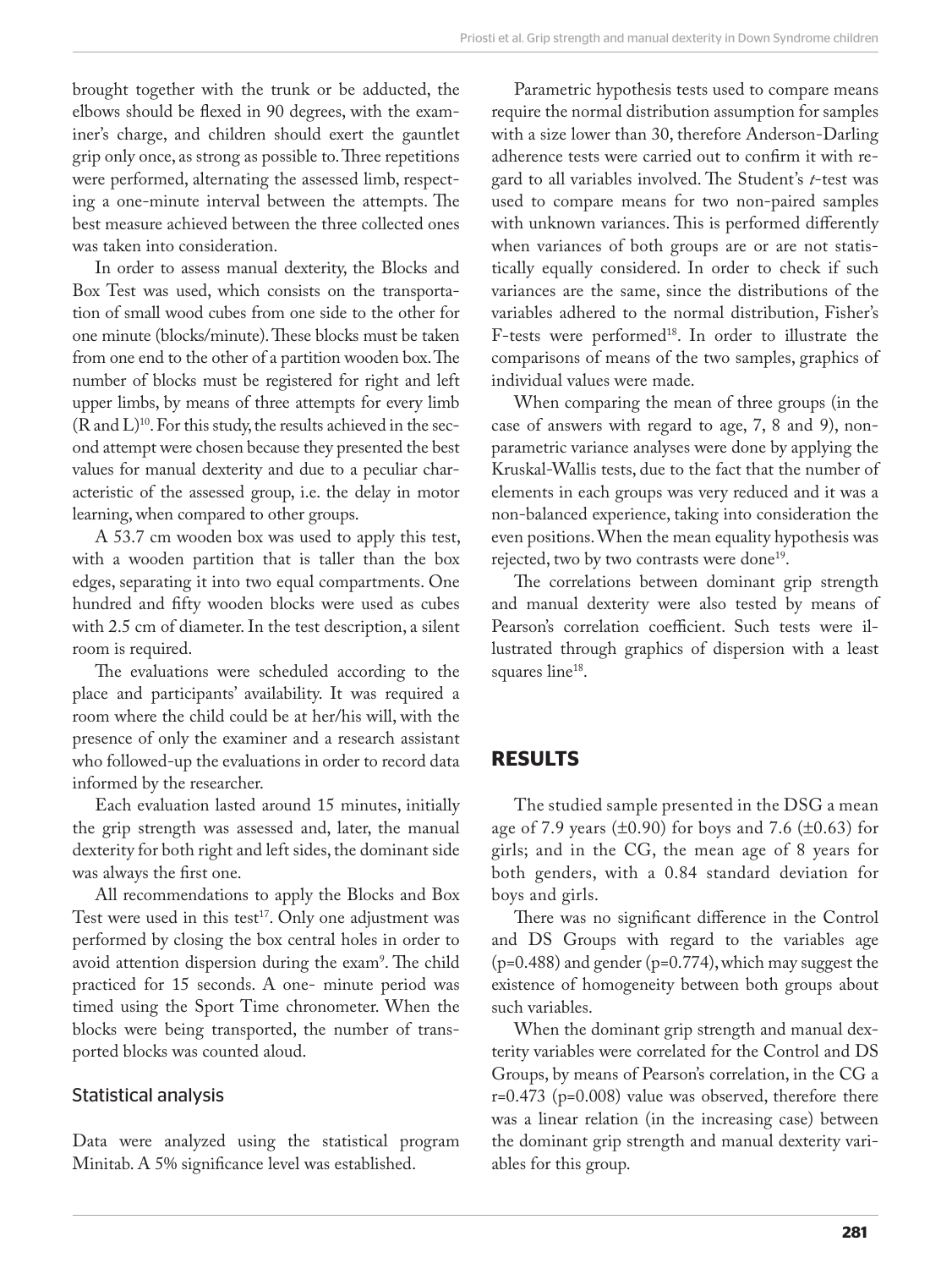brought together with the trunk or be adducted, the elbows should be flexed in 90 degrees, with the examiner's charge, and children should exert the gauntlet grip only once, as strong as possible to. Three repetitions were performed, alternating the assessed limb, respecting a one-minute interval between the attempts. The best measure achieved between the three collected ones was taken into consideration.

In order to assess manual dexterity, the Blocks and Box Test was used, which consists on the transportation of small wood cubes from one side to the other for one minute (blocks/minute). These blocks must be taken from one end to the other of a partition wooden box. The number of blocks must be registered for right and left upper limbs, by means of three attempts for every limb (R and L)[10]. For this study, the results achieved in the second attempt were chosen because they presented the best values for manual dexterity and due to a peculiar characteristic of the assessed group, i.e. the delay in motor learning, when compared to other groups.

A 53.7 cm wooden box was used to apply this test, with a wooden partition that is taller than the box edges, separating it into two equal compartments. One hundred and fifty wooden blocks were used as cubes with 2.5 cm of diameter. In the test description, a silent room is required.

The evaluations were scheduled according to the place and participants' availability. It was required a room where the child could be at her/his will, with the presence of only the examiner and a research assistant who followed-up the evaluations in order to record data informed by the researcher.

Each evaluation lasted around 15 minutes, initially the grip strength was assessed and, later, the manual dexterity for both right and left sides, the dominant side was always the first one.

All recommendations to apply the Blocks and Box Test were used in this test[17]. Only one adjustment was performed by closing the box central holes in order to avoid attention dispersion during the exam[9]. The child practiced for 15 seconds. A one- minute period was timed using the Sport Time chronometer. When the blocks were being transported, the number of transported blocks was counted aloud.

### Statistical analysis

Data were analyzed using the statistical program Minitab. A 5% significance level was established.

Parametric hypothesis tests used to compare means require the normal distribution assumption for samples with a size lower than 30, therefore Anderson-Darling adherence tests were carried out to confirm it with regard to all variables involved. The Student's *t*-test was used to compare means for two non-paired samples with unknown variances. This is performed differently when variances of both groups are or are not statistically equally considered. In order to check if such variances are the same, since the distributions of the variables adhered to the normal distribution, Fisher's F-tests were performed[18]. In order to illustrate the comparisons of means of the two samples, graphics of individual values were made.

When comparing the mean of three groups (in the case of answers with regard to age, 7, 8 and 9), non-parametric variance analyses were done by applying the Kruskal-Wallis tests, due to the fact that the number of elements in each groups was very reduced and it was a non-balanced experience, taking into consideration the even positions. When the mean equality hypothesis was rejected, two by two contrasts were done[19].

The correlations between dominant grip strength and manual dexterity were also tested by means of Pearson's correlation coefficient. Such tests were illustrated through graphics of dispersion with a least squares line[18].

## RESULTS

The studied sample presented in the DSG a mean age of 7.9 years (±0.90) for boys and 7.6 (±0.63) for girls; and in the CG, the mean age of 8 years for both genders, with a 0.84 standard deviation for boys and girls.

There was no significant difference in the Control and DS Groups with regard to the variables age ($p=0.488$) and gender ($p=0.774$), which may suggest the existence of homogeneity between both groups about such variables.

When the dominant grip strength and manual dexterity variables were correlated for the Control and DS Groups, by means of Pearson's correlation, in the CG a $r=0.473$ ($p=0.008$) value was observed, therefore there was a linear relation (in the increasing case) between the dominant grip strength and manual dexterity variables for this group.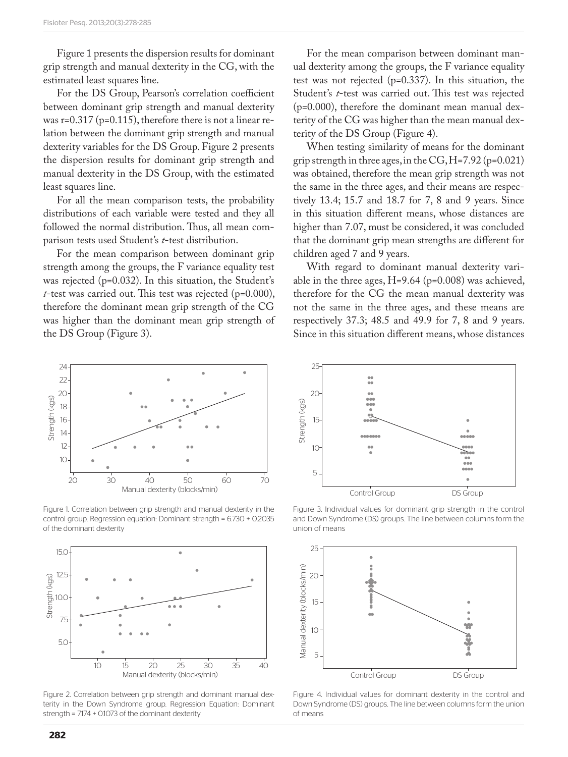Figure 1 presents the dispersion results for dominant grip strength and manual dexterity in the CG, with the estimated least squares line.

For the DS Group, Pearson's correlation coefficient between dominant grip strength and manual dexterity was r=0.317 (p=0.115), therefore there is not a linear relation between the dominant grip strength and manual dexterity variables for the DS Group. Figure 2 presents the dispersion results for dominant grip strength and manual dexterity in the DS Group, with the estimated least squares line.

For all the mean comparison tests, the probability distributions of each variable were tested and they all followed the normal distribution. Thus, all mean comparison tests used Student's *t*-test distribution.

For the mean comparison between dominant grip strength among the groups, the F variance equality test was rejected (p=0.032). In this situation, the Student's *t*-test was carried out. This test was rejected (p=0.000), therefore the dominant mean grip strength of the CG was higher than the dominant mean grip strength of the DS Group (Figure 3).

Figure 1. Correlation between grip strength and manual dexterity in the control group. Regression equation: Dominant strength = 6.730 + 0.2035 of the dominant dexterity

Figure 2. Correlation between grip strength and dominant manual dexterity in the Down Syndrome group. Regression Equation: Dominant strength = 7.174 + 0.1073 of the dominant dexterity

For the mean comparison between dominant manual dexterity among the groups, the F variance equality test was not rejected (p=0.337). In this situation, the Student's *t*-test was carried out. This test was rejected (p=0.000), therefore the dominant mean manual dexterity of the CG was higher than the mean manual dexterity of the DS Group (Figure 4).

When testing similarity of means for the dominant grip strength in three ages, in the CG, H=7.92 (p=0.021) was obtained, therefore the mean grip strength was not the same in the three ages, and their means are respectively 13.4; 15.7 and 18.7 for 7, 8 and 9 years. Since in this situation different means, whose distances are higher than 7.07, must be considered, it was concluded that the dominant grip mean strengths are different for children aged 7 and 9 years.

With regard to dominant manual dexterity variable in the three ages, H=9.64 (p=0.008) was achieved, therefore for the CG the mean manual dexterity was not the same in the three ages, and these means are respectively 37.3; 48.5 and 49.9 for 7, 8 and 9 years. Since in this situation different means, whose distances

Figure 3. Individual values for dominant grip strength in the control and Down Syndrome (DS) groups. The line between columns form the union of means

Figure 4. Individual values for dominant dexterity in the control and Down Syndrome (DS) groups. The line between columns form the union of means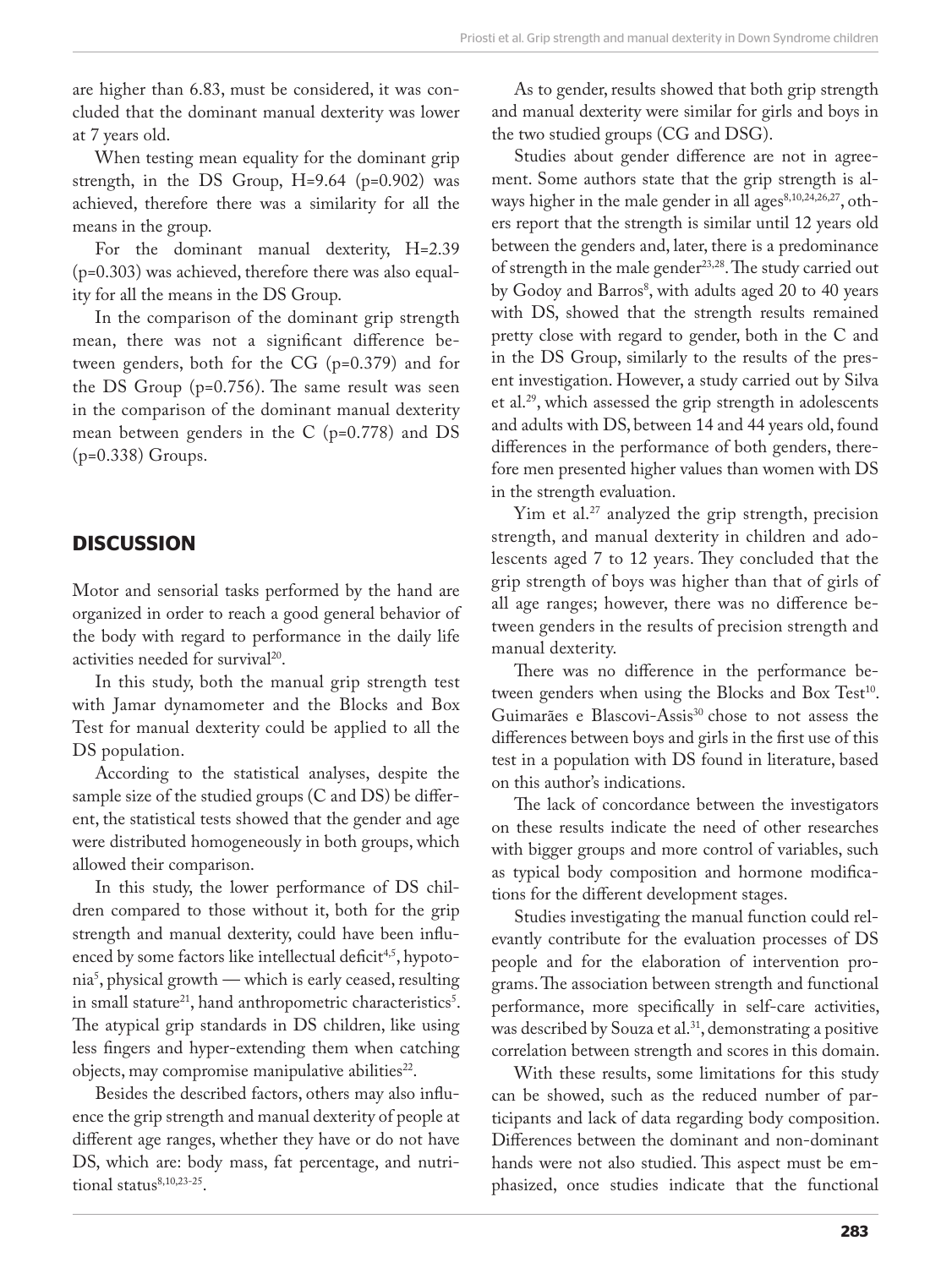are higher than 6.83, must be considered, it was concluded that the dominant manual dexterity was lower at 7 years old.

When testing mean equality for the dominant grip strength, in the DS Group, H=9.64 (p=0.902) was achieved, therefore there was a similarity for all the means in the group.

For the dominant manual dexterity, H=2.39 (p=0.303) was achieved, therefore there was also equality for all the means in the DS Group.

In the comparison of the dominant grip strength mean, there was not a significant difference between genders, both for the CG (p=0.379) and for the DS Group (p=0.756). The same result was seen in the comparison of the dominant manual dexterity mean between genders in the C (p=0.778) and DS (p=0.338) Groups.

## DISCUSSION

Motor and sensorial tasks performed by the hand are organized in order to reach a good general behavior of the body with regard to performance in the daily life activities needed for survival[20].

In this study, both the manual grip strength test with Jamar dynamometer and the Blocks and Box Test for manual dexterity could be applied to all the DS population.

According to the statistical analyses, despite the sample size of the studied groups (C and DS) be different, the statistical tests showed that the gender and age were distributed homogeneously in both groups, which allowed their comparison.

In this study, the lower performance of DS children compared to those without it, both for the grip strength and manual dexterity, could have been influenced by some factors like intellectual deficit[4,5], hypotonia[5], physical growth — which is early ceased, resulting in small stature[21], hand anthropometric characteristics[5]. The atypical grip standards in DS children, like using less fingers and hyper-extending them when catching objects, may compromise manipulative abilities[22].

Besides the described factors, others may also influence the grip strength and manual dexterity of people at different age ranges, whether they have or do not have DS, which are: body mass, fat percentage, and nutritional status[8,10,23-25].

As to gender, results showed that both grip strength and manual dexterity were similar for girls and boys in the two studied groups (CG and DSG).

Studies about gender difference are not in agreement. Some authors state that the grip strength is always higher in the male gender in all ages[8,10,24,26,27], others report that the strength is similar until 12 years old between the genders and, later, there is a predominance of strength in the male gender[23,28]. The study carried out by Godoy and Barros[8], with adults aged 20 to 40 years with DS, showed that the strength results remained pretty close with regard to gender, both in the C and in the DS Group, similarly to the results of the present investigation. However, a study carried out by Silva et al.[29], which assessed the grip strength in adolescents and adults with DS, between 14 and 44 years old, found differences in the performance of both genders, therefore men presented higher values than women with DS in the strength evaluation.

Yim et al.[27] analyzed the grip strength, precision strength, and manual dexterity in children and adolescents aged 7 to 12 years. They concluded that the grip strength of boys was higher than that of girls of all age ranges; however, there was no difference between genders in the results of precision strength and manual dexterity.

There was no difference in the performance between genders when using the Blocks and Box Test[10]. Guimarães e Blascovi-Assis[30] chose to not assess the differences between boys and girls in the first use of this test in a population with DS found in literature, based on this author's indications.

The lack of concordance between the investigators on these results indicate the need of other researches with bigger groups and more control of variables, such as typical body composition and hormone modifications for the different development stages.

Studies investigating the manual function could relevantly contribute for the evaluation processes of DS people and for the elaboration of intervention programs. The association between strength and functional performance, more specifically in self-care activities, was described by Souza et al.[31], demonstrating a positive correlation between strength and scores in this domain.

With these results, some limitations for this study can be showed, such as the reduced number of participants and lack of data regarding body composition. Differences between the dominant and non-dominant hands were not also studied. This aspect must be emphasized, once studies indicate that the functional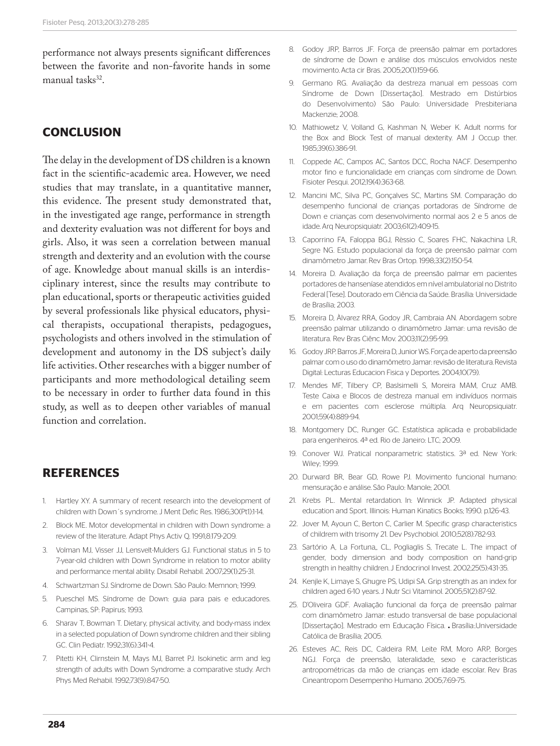performance not always presents significant differences between the favorite and non-favorite hands in some manual tasks[32].

## CONCLUSION

The delay in the development of DS children is a known fact in the scientific-academic area. However, we need studies that may translate, in a quantitative manner, this evidence. The present study demonstrated that, in the investigated age range, performance in strength and dexterity evaluation was not different for boys and girls. Also, it was seen a correlation between manual strength and dexterity and an evolution with the course of age. Knowledge about manual skills is an interdisciplinary interest, since the results may contribute to plan educational, sports or therapeutic activities guided by several professionals like physical educators, physical therapists, occupational therapists, pedagogues, psychologists and others involved in the stimulation of development and autonomy in the DS subject's daily life activities. Other researches with a bigger number of participants and more methodological detailing seem to be necessary in order to further data found in this study, as well as to deepen other variables of manual function and correlation.

## REFERENCES

1. Hartley XY. A summary of recent research into the development of children with Down´s syndrome. J Ment Defic Res. 1986;30(Pt1):1-14.
2. Block ME. Motor developmental in children with Down syndrome: a review of the literature. Adapt Phys Activ Q. 1991;8:179-209.
3. Volman MJ, Visser JJ, Lensvelt-Mulders GJ. Functional status in 5 to 7-year-old children with Down Syndrome in relation to motor ability and performance mental ability. Disabil Rehabil. 2007;29(1):25-31.
4. Schwartzman SJ. Síndrome de Down. São Paulo: Memnon; 1999.
5. Pueschel MS. Síndrome de Down: guia para pais e educadores. Campinas, SP: Papirus; 1993.
6. Sharav T, Bowman T. Dietary, physical activity, and body-mass index in a selected population of Down syndrome children and their sibling GC. Clin Pediatr. 1992;31(6):341-4.
7. Pitetti KH, Clirnstein M, Mays MJ, Barret PJ. Isokinetic arm and leg strength of adults with Down Syndrome: a comparative study. Arch Phys Med Rehabil. 1992;73(9):847-50.
8. Godoy JRP, Barros JF. Força de preensão palmar em portadores de síndrome de Down e análise dos músculos envolvidos neste movimento. Acta cir Bras. 2005;20(1):159-66.
9. Germano RG. Avaliação da destreza manual em pessoas com Síndrome de Down [Dissertação]. Mestrado em Distúrbios do Desenvolvimento) São Paulo: Universidade Presbiteriana Mackenzie; 2008.
10. Mathiowetz V, Volland G, Kashman N, Weber K. Adult norms for the Box and Block Test of manual dexterity. AM J Occup ther. 1985;39(6):386-91.
11. Coppede AC, Campos AC, Santos DCC, Rocha NACF. Desempenho motor fino e funcionalidade em crianças com síndrome de Down. Fisioter Pesqui. 2012;19(4):363-68.
12. Mancini MC, Silva PC, Gonçalves SC, Martins SM. Comparação do desempenho funcional de crianças portadoras de Síndrome de Down e crianças com desenvolvimento normal aos 2 e 5 anos de idade. Arq Neuropsiquiatr. 2003;61(2):409-15.
13. Caporrino FA, Faloppa BGJ, Rèssio C, Soares FHC, Nakachina LR, Segre NG. Estudo populacional da força de preensão palmar com dinamômetro Jamar. Rev Bras Ortop. 1998;33(2):150-54.
14. Moreira D. Avaliação da força de preensão palmar em pacientes portadores de hanseníase atendidos em nível ambulatorial no Distrito Federal [Tese]. Doutorado em Ciência da Saúde. Brasília: Universidade de Brasília; 2003.
15. Moreira D, Àlvarez RRA, Godoy JR, Cambraia AN. Abordagem sobre preensão palmar utilizando o dinamômetro Jamar: uma revisão de literatura. Rev Bras Ciênc Mov. 2003;11(2):95-99.
16. Godoy JRP. Barros JF, Moreira D, Junior WS. Força de aperto da preensão palmar com o uso do dinamômetro Jamar: revisão de literatura. Revista Digital: Lecturas Educacion Fisica y Deportes. 2004;10(79).
17. Mendes MF, Tilbery CP, Baslsimelli S, Moreira MAM, Cruz AMB. Teste Caixa e Blocos de destreza manual em indivíduos normais e em pacientes com esclerose múltipla. Arq Neuropsiquiatr. 2001;59(4):889-94.
18. Montgomery DC, Runger GC. Estatística aplicada e probabilidade para engenheiros. 4ª ed. Rio de Janeiro: LTC; 2009.
19. Conover WJ. Pratical nonparametric statistics. 3ª ed. New York: Wiley; 1999.
20. Durward BR, Bear GD, Rowe PJ. Movimento funcional humano: mensuração e análise. São Paulo: Manole; 2001.
21. Krebs PL. Mental retardation. In: Winnick JP. Adapted physical education and Sport. Illinois: Human Kinatics Books; 1990. p.126-43.
22. Jover M, Ayoun C, Berton C, Carlier M. Specific grasp characteristics of childrem with trisomy 21. Dev Psychobiol. 2010;52(8):782-93.
23. Sartório A, La Fortuna,, CL, Pogliaglis S, Trecate L. The impact of gender, body dimension and body composition on hand-grip strength in healthy children. J Endocrinol Invest. 2002;25(5):431-35.
24. Kenjle K, Limaye S, Ghugre PS, Udipi SA. Grip strength as an index for children aged 6-10 years. J Nutr Sci Vitaminol. 2005;51(2):87-92.
25. D'Oliveira GDF. Avaliação funcional da força de preensão palmar com dinamômetro Jamar: estudo transversal de base populacional [Dissertação]. Mestrado em Educação Física. . Brasília:Universidade Católica de Brasília; 2005.
26. Esteves AC, Reis DC, Caldeira RM, Leite RM, Moro ARP, Borges NGJ. Força de preensão, lateralidade, sexo e características antropométricas da mão de crianças em idade escolar. Rev Bras Cineantropom Desempenho Humano. 2005;7:69-75.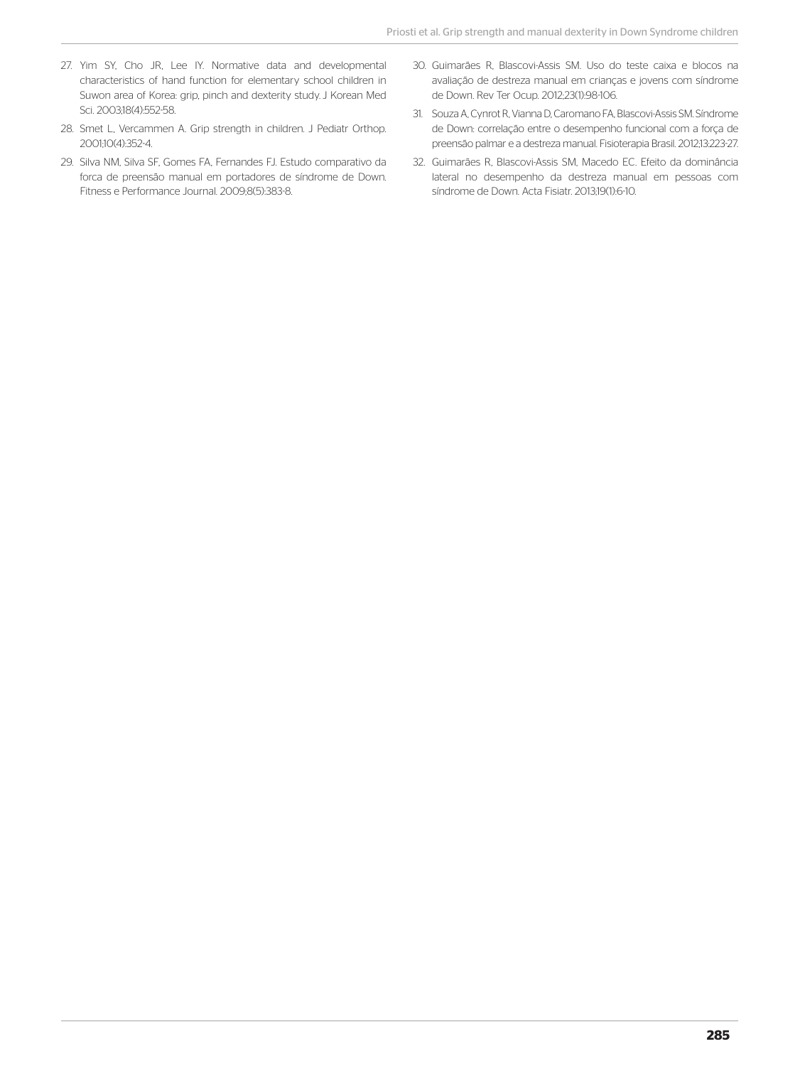27. Yim SY, Cho JR, Lee IY. Normative data and developmental characteristics of hand function for elementary school children in Suwon area of Korea: grip, pinch and dexterity study. J Korean Med Sci. 2003;18(4):552-58.
28. Smet L, Vercammen A. Grip strength in children. J Pediatr Orthop. 2001;10(4):352-4.
29. Silva NM, Silva SF, Gomes FA, Fernandes FJ. Estudo comparativo da forca de preensão manual em portadores de síndrome de Down. Fitness e Performance Journal. 2009;8(5):383-8.
30. Guimarães R, Blascovi-Assis SM. Uso do teste caixa e blocos na avaliação de destreza manual em crianças e jovens com síndrome de Down. Rev Ter Ocup. 2012;23(1):98-106.
31. Souza A, Cynrot R, Vianna D, Caromano FA, Blascovi-Assis SM. Síndrome de Down: correlação entre o desempenho funcional com a força de preensão palmar e a destreza manual. Fisioterapia Brasil. 2012;13:223-27.
32. Guimarães R, Blascovi-Assis SM, Macedo EC. Efeito da dominância lateral no desempenho da destreza manual em pessoas com síndrome de Down. Acta Fisiatr. 2013;19(1):6-10.